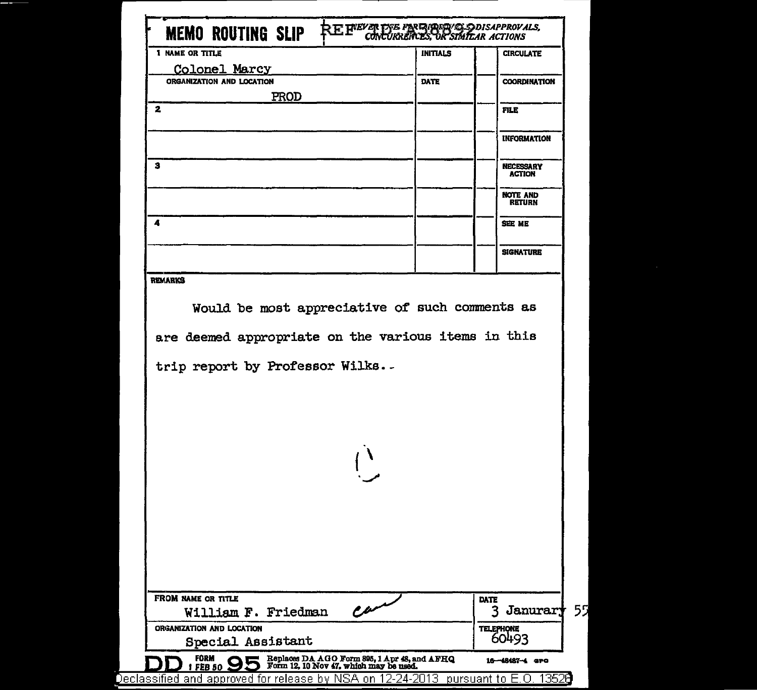# MEMO ROUTING SLIP

REF ID:A58892

NEVER USE FOR APPROVALS, DISAPPROVALS, CONCURRENCES, OR SIMILAR ACTIONS

| NAME OR TITLE | INITIALS | | |
|---|---|---|---|
| 1 Colonel Marcy | | | CIRCULATE |
| ORGANIZATION AND LOCATION: PROD | DATE | | COORDINATION |
| 2 | | | FILE |
| | | | INFORMATION |
| 3 | | | NECESSARY ACTION |
| | | | NOTE AND RETURN |
| 4 | | | SEE ME |
| | | | SIGNATURE |

**REMARKS**

Would be most appreciative of such comments as are deemed appropriate on the various items in this trip report by Professor Wilks.-

| FROM NAME OR TITLE | DATE |
|---|---|
| William F. Friedman | 3 Janurary 55 |
| **ORGANIZATION AND LOCATION** | **TELEPHONE** |
| Special Assistant | 60493 |

DD FORM 1 FEB 50 95 Replaces DA AGO Form 895, 1 Apr 48, and AFHQ Form 12, 10 Nov 47, which may be used. 16—48487-4 GPO

Declassified and approved for release by NSA on 12-24-2013 pursuant to E.O. 13526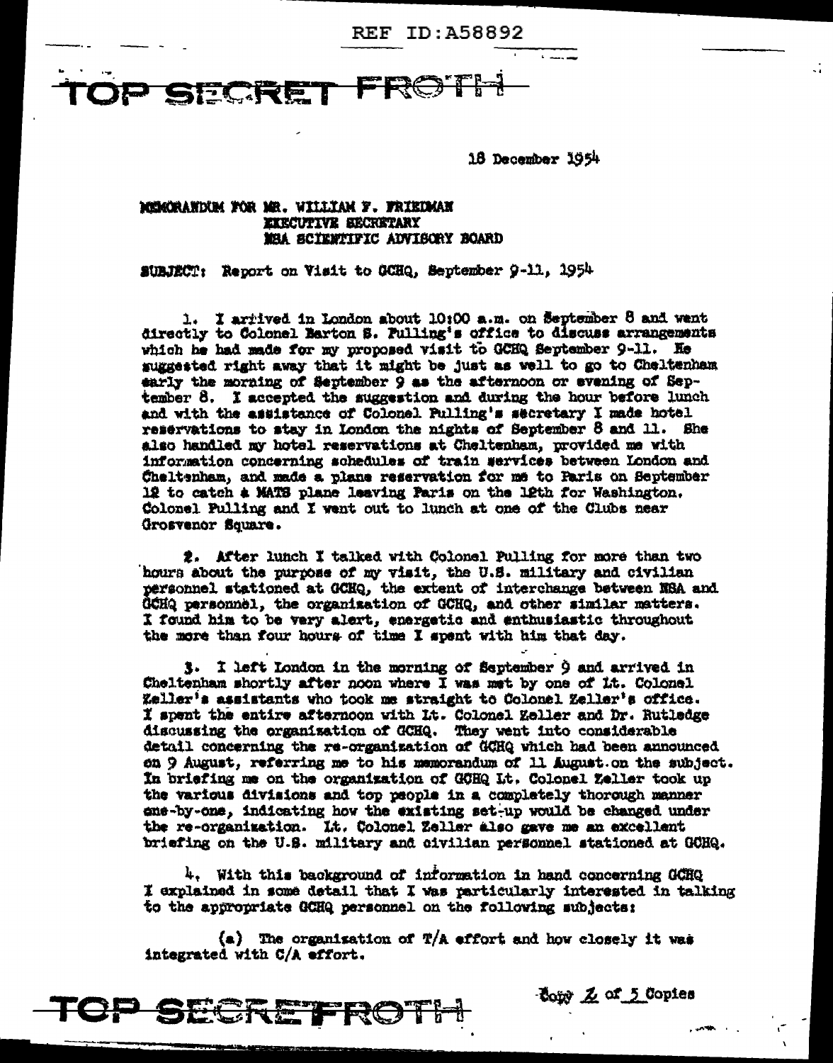REF ID:A58892

TOP SECRET FROTH

18 December 1954

MEMORANDUM FOR MR. WILLIAM F. FRIEDMAN
EXECUTIVE SECRETARY
NSA SCIENTIFIC ADVISORY BOARD

SUBJECT: Report on Visit to GCHQ, September 9-11, 1954

1. I arrived in London about 10:00 a.m. on September 8 and went directly to Colonel Barton S. Pulling's office to discuss arrangements which he had made for my proposed visit to GCHQ September 9-11. He suggested right away that it might be just as well to go to Cheltenham early the morning of September 9 as the afternoon or evening of September 8. I accepted the suggestion and during the hour before lunch and with the assistance of Colonel Pulling's secretary I made hotel reservations to stay in London the nights of September 8 and 11. She also handled my hotel reservations at Cheltenham, provided me with information concerning schedules of train services between London and Cheltenham, and made a plane reservation for me to Paris on September 12 to catch a MATS plane leaving Paris on the 12th for Washington. Colonel Pulling and I went out to lunch at one of the Clubs near Grosvenor Square.

2. After lunch I talked with Colonel Pulling for more than two hours about the purpose of my visit, the U.S. military and civilian personnel stationed at GCHQ, the extent of interchange between NSA and GCHQ personnel, the organization of GCHQ, and other similar matters. I found him to be very alert, energetic and enthusiastic throughout the more than four hours of time I spent with him that day.

3. I left London in the morning of September 9 and arrived in Cheltenham shortly after noon where I was met by one of Lt. Colonel Zeller's assistants who took me straight to Colonel Zeller's office. I spent the entire afternoon with Lt. Colonel Zeller and Dr. Rutledge discussing the organization of GCHQ. They went into considerable detail concerning the re-organization of GCHQ which had been announced on 9 August, referring me to his memorandum of 11 August on the subject. In briefing me on the organization of GCHQ Lt. Colonel Zeller took up the various divisions and top people in a completely thorough manner one-by-one, indicating how the existing set-up would be changed under the re-organization. Lt. Colonel Zeller also gave me an excellent briefing on the U.S. military and civilian personnel stationed at GCHQ.

4. With this background of information in hand concerning GCHQ I explained in some detail that I was particularly interested in talking to the appropriate GCHQ personnel on the following subjects:

(a) The organization of T/A effort and how closely it was integrated with C/A effort.

TOP SECRET FROTH

Copy 2 of 5 Copies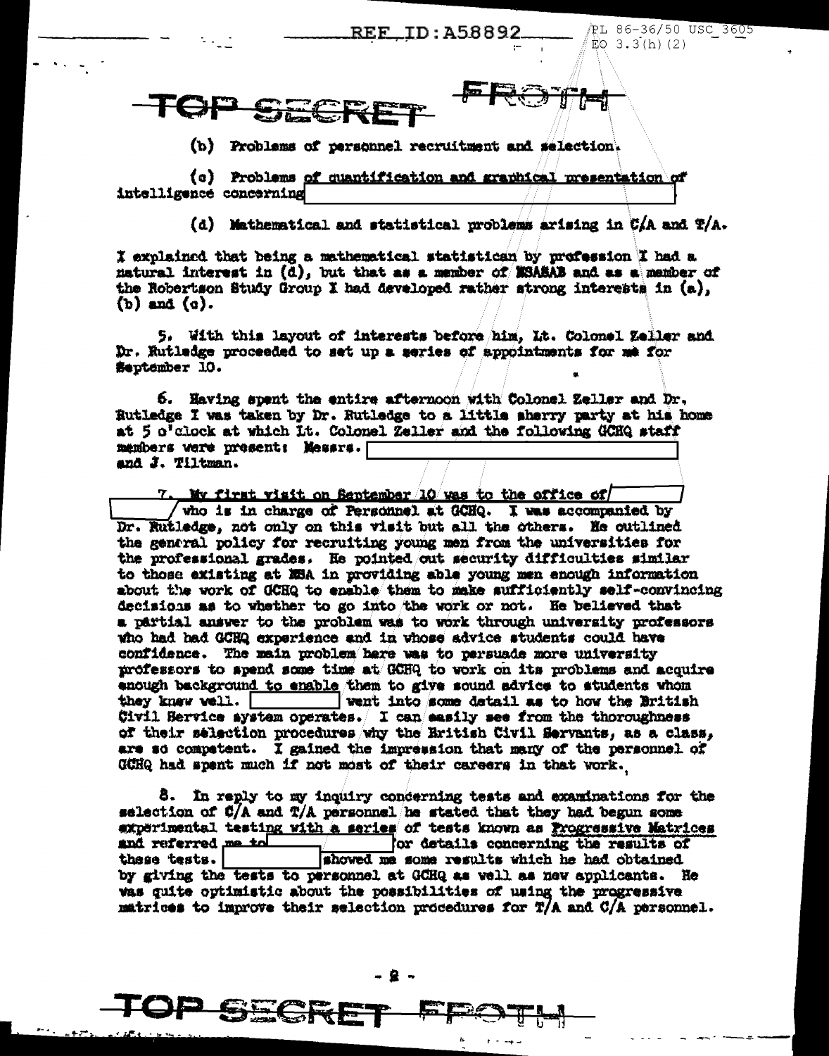TOP SECRET FROTH

(b) Problems of personnel recruitment and selection.

(c) Problems of quantification and graphical presentation of intelligence concerning [redacted]

(d) Mathematical and statistical problems arising in C/A and T/A.

I explained that being a mathematical statistician by profession I had a natural interest in (d), but that as a member of NSASAB and as a member of the Robertson Study Group I had developed rather strong interests in (a), (b) and (c).

5. With this layout of interests before him, Lt. Colonel Zeller and Dr. Rutledge proceeded to set up a series of appointments for me for September 10.

6. Having spent the entire afternoon with Colonel Zeller and Dr. Rutledge I was taken by Dr. Rutledge to a little sherry party at his home at 5 o'clock at which Lt. Colonel Zeller and the following GCHQ staff members were present: Messrs. [redacted] and J. Tiltman.

7. My first visit on September 10 was to the office of [redacted] who is in charge of Personnel at GCHQ. I was accompanied by Dr. Rutledge, not only on this visit but all the others. He outlined the general policy for recruiting young men from the universities for the professional grades. He pointed out security difficulties similar to those existing at NSA in providing able young men enough information about the work of GCHQ to enable them to make sufficiently self-convincing decisions as to whether to go into the work or not. He believed that a partial answer to the problem was to work through university professors who had had GCHQ experience and in whose advice students could have confidence. The main problem here was to persuade more university professors to spend some time at GCHQ to work on its problems and acquire enough background to enable them to give sound advice to students whom they knew well. [redacted] went into some detail as to how the British Civil Service system operates. I can easily see from the thoroughness of their selection procedures why the British Civil Servants, as a class, are so competent. I gained the impression that many of the personnel of GCHQ had spent much if not most of their careers in that work.

8. In reply to my inquiry concerning tests and examinations for the selection of C/A and T/A personnel he stated that they had begun some experimental testing with a series of tests known as Progressive Matrices and referred me to [redacted] for details concerning the results of these tests. [redacted] showed me some results which he had obtained by giving the tests to personnel at GCHQ as well as new applicants. He was quite optimistic about the possibilities of using the progressive matrices to improve their selection procedures for T/A and C/A personnel.

TOP SECRET FROTH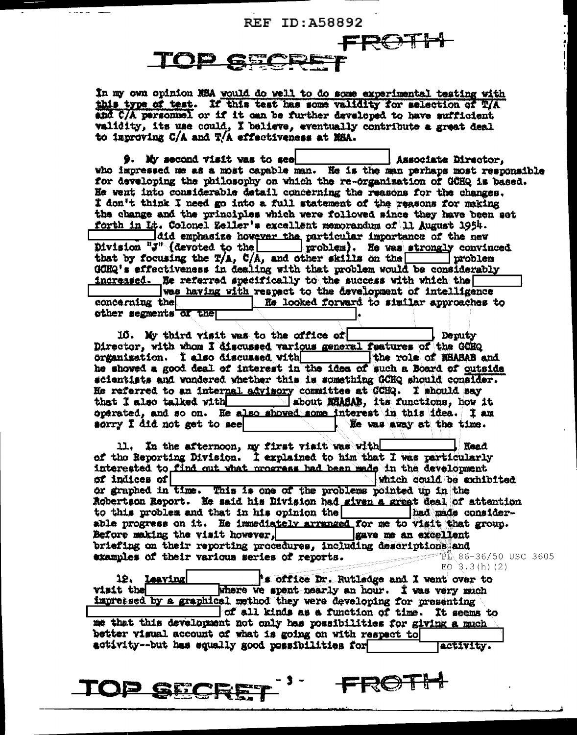In my own opinion NSA would do well to do some experimental testing with this type of test. If this test has some validity for selection of T/A and C/A personnel or if it can be further developed to have sufficient validity, its use could, I believe, eventually contribute a great deal to improving C/A and T/A effectiveness at NSA.

9. My second visit was to see [          ] Associate Director, who impressed me as a most capable man. He is the man perhaps most responsible for developing the philosophy on which the re-organization of GCHQ is based. He went into considerable detail concerning the reasons for the changes. I don't think I need go into a full statement of the reasons for making the change and the principles which were followed since they have been set forth in Lt. Colonel Zeller's excellent memorandum of 11 August 1954. [          ] did emphasize however the particular importance of the new Division "J" (devoted to the [          ] problem). He was strongly convinced that by focusing the T/A, C/A, and other skills on the [          ] problem GCHQ's effectiveness in dealing with that problem would be considerably increased. He referred specifically to the success with which the [          ] was having with respect to the development of intelligence concerning the [          ]. He looked forward to similar approaches to other segments of the [          ].

10. My third visit was to the office of [          ], Deputy Director, with whom I discussed various general features of the GCHQ organization. I also discussed with [          ] the role of NSASAB and he showed a good deal of interest in the idea of such a Board of outside scientists and wondered whether this is something GCHQ should consider. He referred to an internal advisory committee at GCHQ. I should say that I also talked with [          ] about NSASAB, its functions, how it operated, and so on. He also showed some interest in this idea. I am sorry I did not get to see [          ]. He was away at the time.

11. In the afternoon, my first visit was with [          ], Head of the Reporting Division. I explained to him that I was particularly interested to find out what progress had been made in the development of indices of [          ] which could be exhibited or graphed in time. This is one of the problems pointed up in the Robertson Report. He said his Division had given a great deal of attention to this problem and that in his opinion the [          ] had made considerable progress on it. He immediately arranged for me to visit that group. Before making the visit however, [          ] gave me an excellent briefing on their reporting procedures, including descriptions and examples of their various series of reports.

PL 86-36/50 USC 3605
EO 3.3(h)(2)

12. Leaving [          ]'s office Dr. Rutledge and I went over to visit the [          ] where we spent nearly an hour. I was very much impressed by a graphical method they were developing for presenting [          ] of all kinds as a function of time. It seems to me that this development not only has possibilities for giving a much better visual account of what is going on with respect to [          ] activity--but has equally good possibilities for [          ] activity.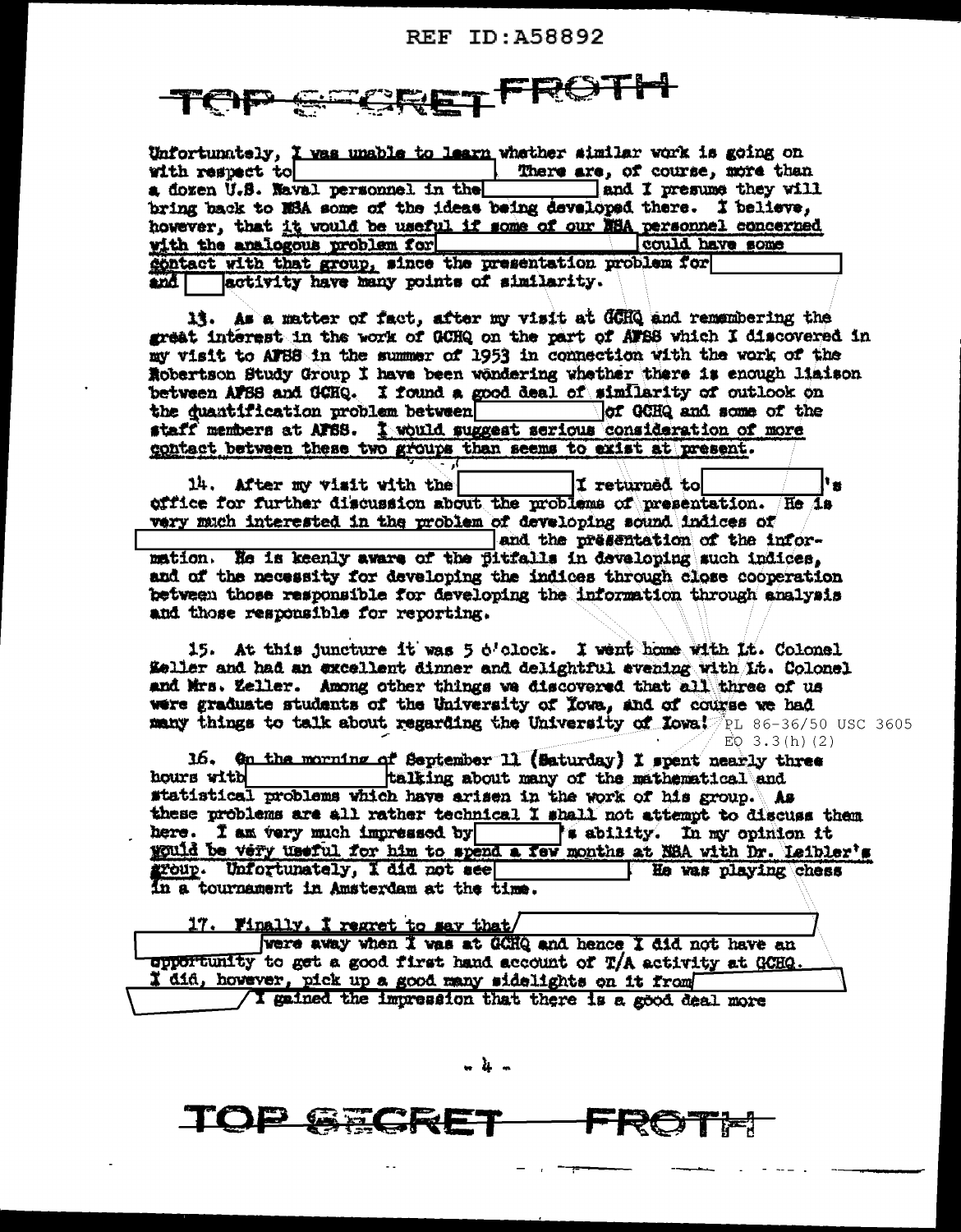Unfortunately, I was unable to learn whether similar work is going on with respect to [ ]. There are, of course, more than a dozen U.S. Naval personnel in the [ ] and I presume they will bring back to NSA some of the ideas being developed there. I believe, however, that it would be useful if some of our NSA personnel concerned with the analogous problem for [ ] could have some contact with that group, since the presentation problem for [ ] and [ ] activity have many points of similarity.

13. As a matter of fact, after my visit at GCHQ and remembering the great interest in the work of GCHQ on the part of AFSS which I discovered in my visit to AFSS in the summer of 1953 in connection with the work of the Robertson Study Group I have been wondering whether there is enough liaison between AFSS and GCHQ. I found a good deal of similarity of outlook on the quantification problem between [ ] of GCHQ and some of the staff members at AFSS. I would suggest serious consideration of more contact between these two groups than seems to exist at present.

14. After my visit with the [ ] I returned to [ ]'s office for further discussion about the problems of presentation. He is very much interested in the problem of developing sound indices of [ ] and the presentation of the information. He is keenly aware of the pitfalls in developing such indices, and of the necessity for developing the indices through close cooperation between those responsible for developing the information through analysis and those responsible for reporting.

15. At this juncture it was 5 o'clock. I went home with Lt. Colonel Zeller and had an excellent dinner and delightful evening with Lt. Colonel and Mrs. Zeller. Among other things we discovered that all three of us were graduate students of the University of Iowa, and of course we had many things to talk about regarding the University of Iowa!

PL 86-36/50 USC 3605
EO 3.3(h)(2)

16. On the morning of September 11 (Saturday) I spent nearly three hours with [ ] talking about many of the mathematical and statistical problems which have arisen in the work of his group. As these problems are all rather technical I shall not attempt to discuss them here. I am very much impressed by [ ]'s ability. In my opinion it would be very useful for him to spend a few months at NSA with Dr. Leibler's group. Unfortunately, I did not see [ ]. He was playing chess in a tournament in Amsterdam at the time.

17. Finally, I regret to say that [ ] were away when I was at GCHQ and hence I did not have an opportunity to get a good first hand account of T/A activity at GCHQ. I did, however, pick up a good many sidelights on it from [ ]. I gained the impression that there is a good deal more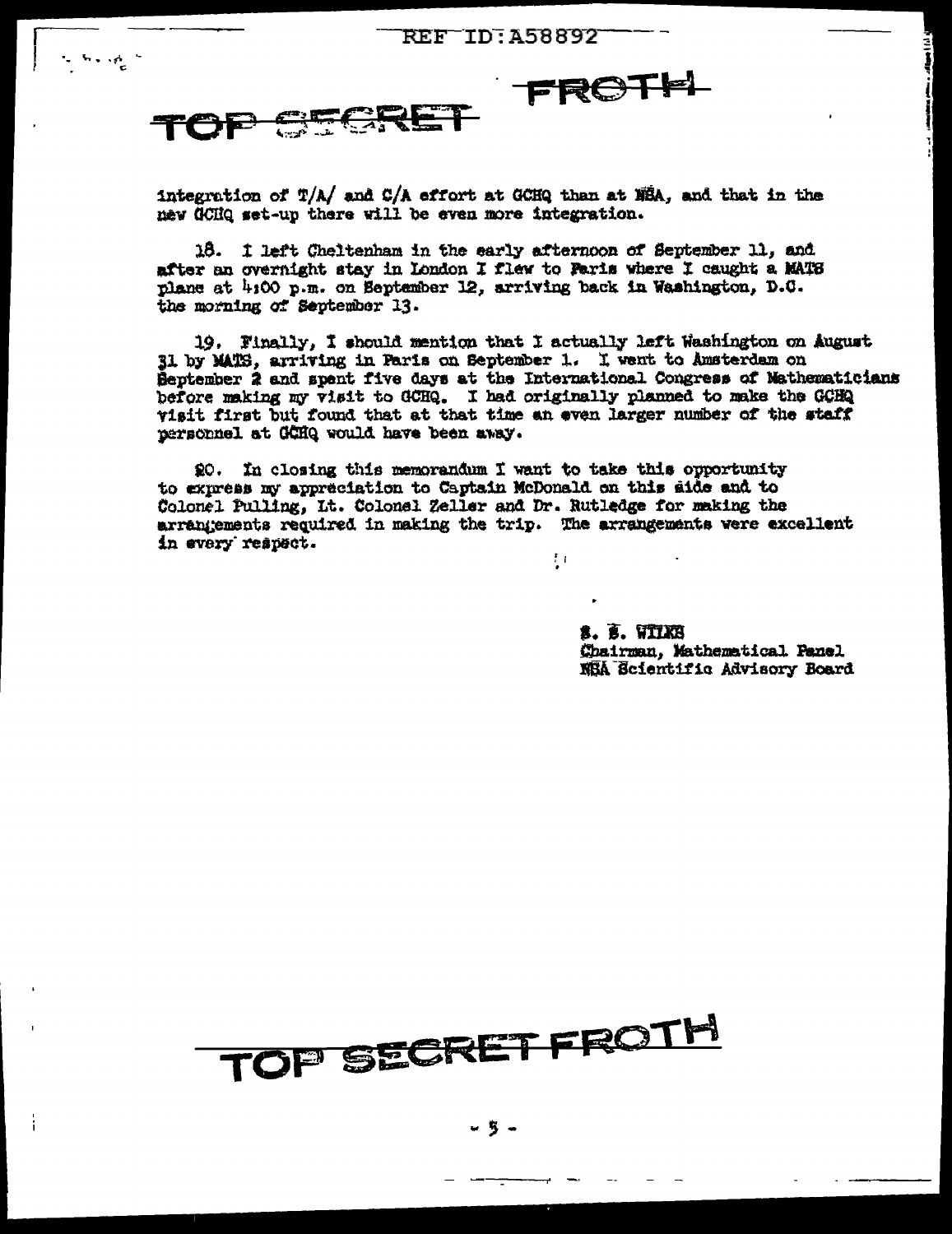integration of T/A/ and C/A effort at GCHQ than at NSA, and that in the new GCHQ set-up there will be even more integration.

18. I left Cheltenham in the early afternoon of September 11, and after an overnight stay in London I flew to Paris where I caught a MATS plane at 4:00 p.m. on September 12, arriving back in Washington, D.C. the morning of September 13.

19. Finally, I should mention that I actually left Washington on August 31 by MATS, arriving in Paris on September 1. I went to Amsterdam on September 2 and spent five days at the International Congress of Mathematicians before making my visit to GCHQ. I had originally planned to make the GCHQ visit first but found that at that time an even larger number of the staff personnel at GCHQ would have been away.

20. In closing this memorandum I want to take this opportunity to express my appreciation to Captain McDonald on this side and to Colonel Pulling, Lt. Colonel Zeller and Dr. Rutledge for making the arrangements required in making the trip. The arrangements were excellent in every respect.

S. S. WILKS
Chairman, Mathematical Panel
NSA Scientific Advisory Board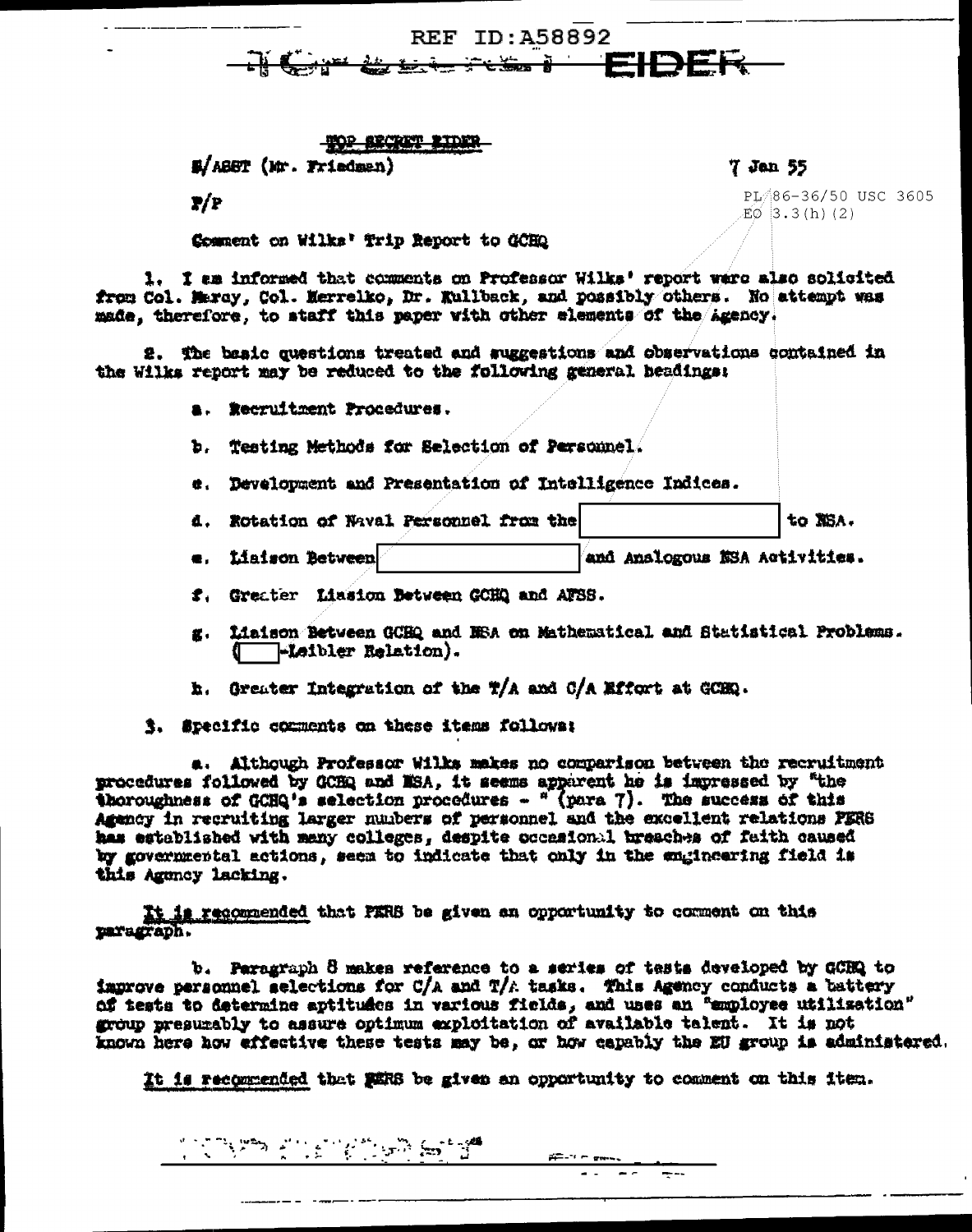REF ID:A58892

TOP SECRET EIDER

TOP SECRET EIDER

S/ASST (Mr. Friedman)

7 Jan 55

P/P

PL 86-36/50 USC 3605
EO 3.3(h)(2)

Comment on Wilks' Trip Report to GCHQ

1. I am informed that comments on Professor Wilks' report were also solicited from Col. Macy, Col. Herrelko, Dr. Kullback, and possibly others. No attempt was made, therefore, to staff this paper with other elements of the Agency.

2. The basic questions treated and suggestions and observations contained in the Wilks report may be reduced to the following general headings:

a. Recruitment Procedures.

b. Testing Methods for Selection of Personnel.

c. Development and Presentation of Intelligence Indices.

d. Rotation of Naval Personnel from the [redacted] to NSA.

e. Liaison Between [redacted] and Analogous NSA Activities.

f. Greater Liasion Between GCHQ and AFSS.

g. Liaison Between GCHQ and NSA on Mathematical and Statistical Problems. ([redacted]-Leibler Relation).

h. Greater Integration of the T/A and C/A Effort at GCHQ.

3. Specific comments on these items follows:

a. Although Professor Wilks makes no comparison between the recruitment procedures followed by GCHQ and NSA, it seems apparent he is impressed by "the thoroughness of GCHQ's selection procedures - " (para 7). The success of this Agency in recruiting larger numbers of personnel and the excellent relations PERS has established with many colleges, despite occasional breaches of faith caused by governmental actions, seem to indicate that only in the engineering field is this Agency lacking.

<u>It is recommended</u> that PERS be given an opportunity to comment on this paragraph.

b. Paragraph 8 makes reference to a series of tests developed by GCHQ to improve personnel selections for C/A and T/A tasks. This Agency conducts a battery of tests to determine aptitudes in various fields, and uses an "employee utilization" group presumably to assure optimum exploitation of available talent. It is not known here how effective these tests may be, or how capably the EU group is administered.

<u>It is recommended</u> that PERS be given an opportunity to comment on this item.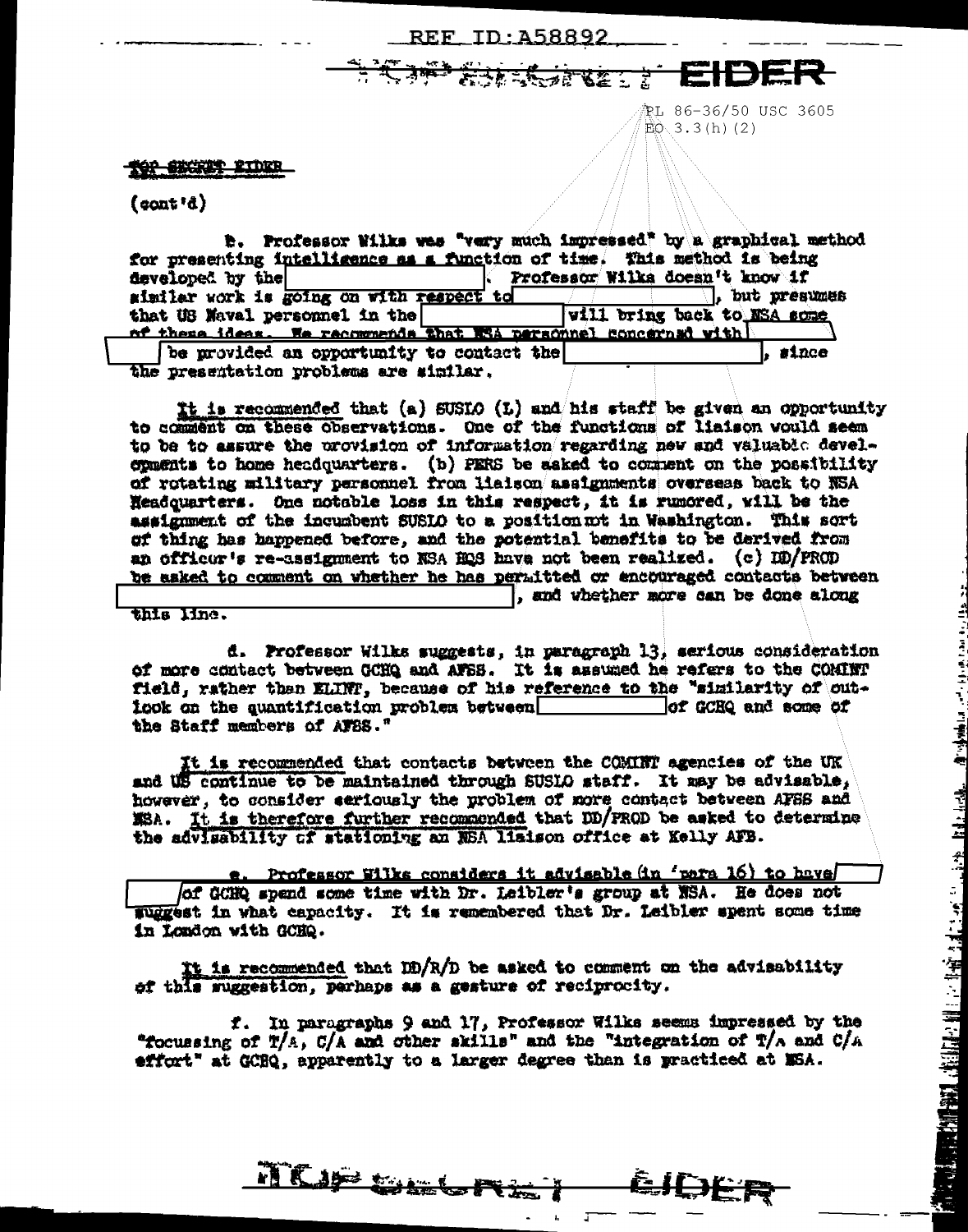TOP SECRET EIDER

(cont'd)

b. Professor Wilks was "very much impressed" by a graphical method for presenting intelligence as a function of time. This method is being developed by the [          ]. Professor Wilks doesn't know if similar work is going on with respect to [          ], but presumes that US Naval personnel in the [          ] will bring back to NSA some of these ideas. He recommends that NSA personnel concerned with [          ] be provided an opportunity to contact the [          ], since the presentation problems are similar.

It is recommended that (a) SUSLO (L) and his staff be given an opportunity to comment on these observations. One of the functions of liaison would seem to be to assure the provision of information regarding new and valuable developments to home headquarters. (b) PERS be asked to comment on the possibility of rotating military personnel from liaison assignments overseas back to NSA Headquarters. One notable loss in this respect, it is rumored, will be the assignment of the incumbent SUSLO to a position not in Washington. This sort of thing has happened before, and the potential benefits to be derived from an officer's re-assignment to NSA HQS have not been realized. (c) DD/PROD be asked to comment on whether he has permitted or encouraged contacts between [          ], and whether more can be done along this line.

d. Professor Wilks suggests, in paragraph 13, serious consideration of more contact between GCHQ and AFSS. It is assumed he refers to the COMINT field, rather than ELINT, because of his reference to the "similarity of outlook on the quantification problem between [          ] of GCHQ and some of the Staff members of AFSS."

It is recommended that contacts between the COMINT agencies of the UK and US continue to be maintained through SUSLO staff. It may be advisable, however, to consider seriously the problem of more contact between AFSS and NSA. It is therefore further recommended that DD/PROD be asked to determine the advisability of stationing an NSA liaison office at Kelly AFB.

e. Professor Wilks considers it advisable (in para 16) to have [          ] of GCHQ spend some time with Dr. Leibler's group at NSA. He does not suggest in what capacity. It is remembered that Dr. Leibler spent some time in London with GCHQ.

It is recommended that DD/R/D be asked to comment on the advisability of this suggestion, perhaps as a gesture of reciprocity.

f. In paragraphs 9 and 17, Professor Wilks seems impressed by the "focussing of T/A, C/A and other skills" and the "integration of T/A and C/A effort" at GCHQ, apparently to a larger degree than is practiced at NSA.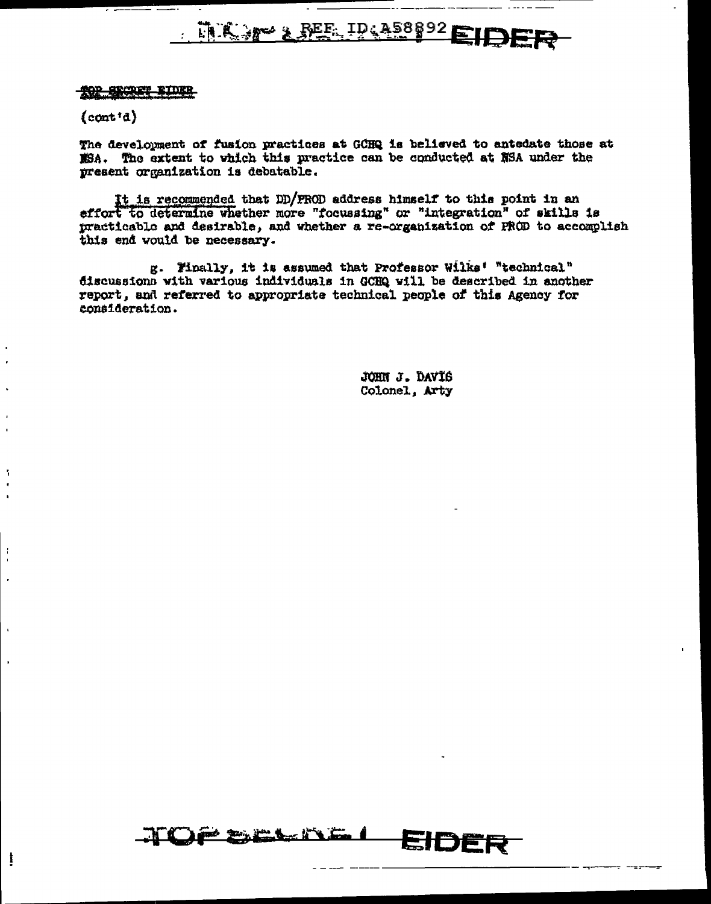TOP SECRET EIDER

(cont'd)

The development of fusion practices at GCHQ is believed to antedate those at NSA. The extent to which this practice can be conducted at NSA under the present organization is debatable.

It is recommended that DD/PROD address himself to this point in an effort to determine whether more "focussing" or "integration" of skills is practicable and desirable, and whether a re-organization of PROD to accomplish this end would be necessary.

g. Finally, it is assumed that Professor Wilks' "technical" discussions with various individuals in GCHQ will be described in another report, and referred to appropriate technical people of this Agency for consideration.

JOHN J. DAVIS
Colonel, Arty

TOP SECRET EIDER